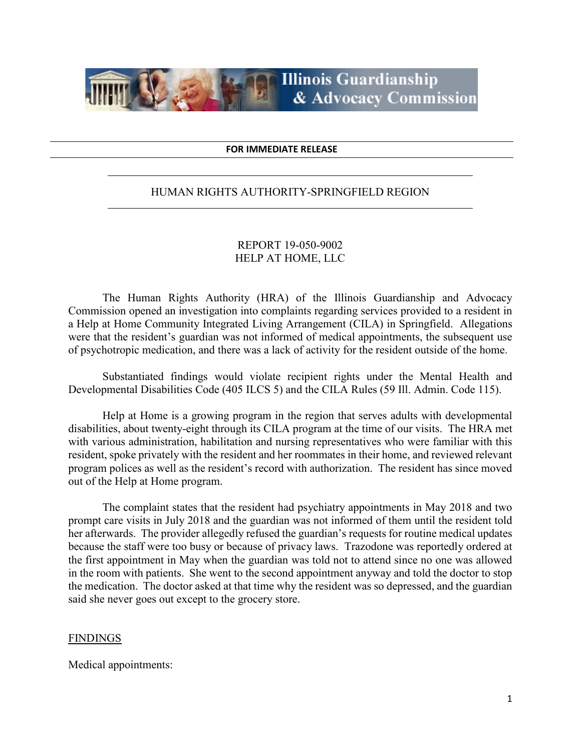Illinois Guardianship & Advocacy Commission

**FOR IMMEDIATE RELEASE**

HUMAN RIGHTS AUTHORITY-SPRINGFIELD REGION

REPORT 19-050-9002
HELP AT HOME, LLC

The Human Rights Authority (HRA) of the Illinois Guardianship and Advocacy Commission opened an investigation into complaints regarding services provided to a resident in a Help at Home Community Integrated Living Arrangement (CILA) in Springfield. Allegations were that the resident's guardian was not informed of medical appointments, the subsequent use of psychotropic medication, and there was a lack of activity for the resident outside of the home.

Substantiated findings would violate recipient rights under the Mental Health and Developmental Disabilities Code (405 ILCS 5) and the CILA Rules (59 Ill. Admin. Code 115).

Help at Home is a growing program in the region that serves adults with developmental disabilities, about twenty-eight through its CILA program at the time of our visits. The HRA met with various administration, habilitation and nursing representatives who were familiar with this resident, spoke privately with the resident and her roommates in their home, and reviewed relevant program polices as well as the resident's record with authorization. The resident has since moved out of the Help at Home program.

The complaint states that the resident had psychiatry appointments in May 2018 and two prompt care visits in July 2018 and the guardian was not informed of them until the resident told her afterwards. The provider allegedly refused the guardian's requests for routine medical updates because the staff were too busy or because of privacy laws. Trazodone was reportedly ordered at the first appointment in May when the guardian was told not to attend since no one was allowed in the room with patients. She went to the second appointment anyway and told the doctor to stop the medication. The doctor asked at that time why the resident was so depressed, and the guardian said she never goes out except to the grocery store.

## FINDINGS

Medical appointments: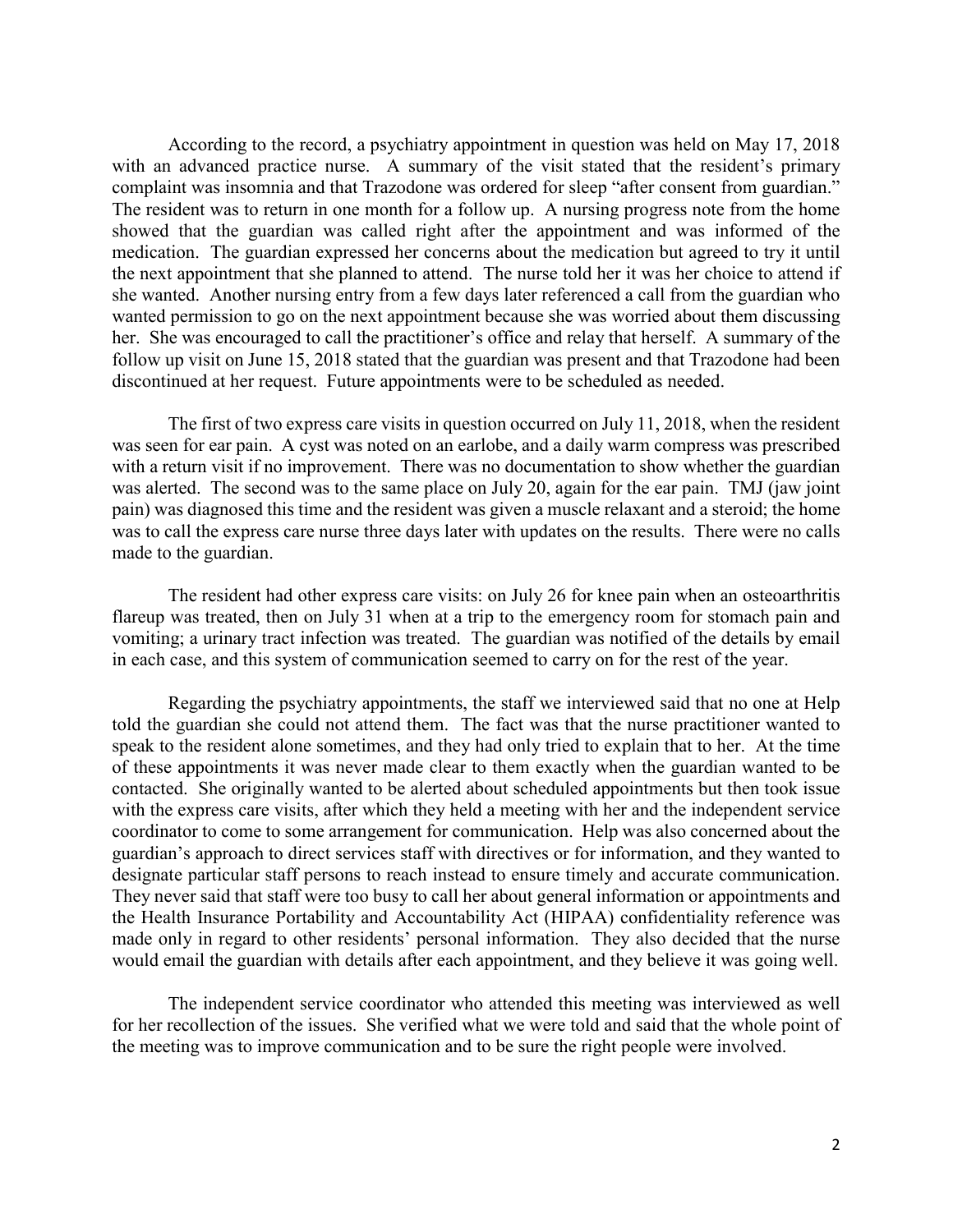According to the record, a psychiatry appointment in question was held on May 17, 2018 with an advanced practice nurse. A summary of the visit stated that the resident's primary complaint was insomnia and that Trazodone was ordered for sleep "after consent from guardian." The resident was to return in one month for a follow up. A nursing progress note from the home showed that the guardian was called right after the appointment and was informed of the medication. The guardian expressed her concerns about the medication but agreed to try it until the next appointment that she planned to attend. The nurse told her it was her choice to attend if she wanted. Another nursing entry from a few days later referenced a call from the guardian who wanted permission to go on the next appointment because she was worried about them discussing her. She was encouraged to call the practitioner's office and relay that herself. A summary of the follow up visit on June 15, 2018 stated that the guardian was present and that Trazodone had been discontinued at her request. Future appointments were to be scheduled as needed.

The first of two express care visits in question occurred on July 11, 2018, when the resident was seen for ear pain. A cyst was noted on an earlobe, and a daily warm compress was prescribed with a return visit if no improvement. There was no documentation to show whether the guardian was alerted. The second was to the same place on July 20, again for the ear pain. TMJ (jaw joint pain) was diagnosed this time and the resident was given a muscle relaxant and a steroid; the home was to call the express care nurse three days later with updates on the results. There were no calls made to the guardian.

The resident had other express care visits: on July 26 for knee pain when an osteoarthritis flareup was treated, then on July 31 when at a trip to the emergency room for stomach pain and vomiting; a urinary tract infection was treated. The guardian was notified of the details by email in each case, and this system of communication seemed to carry on for the rest of the year.

Regarding the psychiatry appointments, the staff we interviewed said that no one at Help told the guardian she could not attend them. The fact was that the nurse practitioner wanted to speak to the resident alone sometimes, and they had only tried to explain that to her. At the time of these appointments it was never made clear to them exactly when the guardian wanted to be contacted. She originally wanted to be alerted about scheduled appointments but then took issue with the express care visits, after which they held a meeting with her and the independent service coordinator to come to some arrangement for communication. Help was also concerned about the guardian's approach to direct services staff with directives or for information, and they wanted to designate particular staff persons to reach instead to ensure timely and accurate communication. They never said that staff were too busy to call her about general information or appointments and the Health Insurance Portability and Accountability Act (HIPAA) confidentiality reference was made only in regard to other residents' personal information. They also decided that the nurse would email the guardian with details after each appointment, and they believe it was going well.

The independent service coordinator who attended this meeting was interviewed as well for her recollection of the issues. She verified what we were told and said that the whole point of the meeting was to improve communication and to be sure the right people were involved.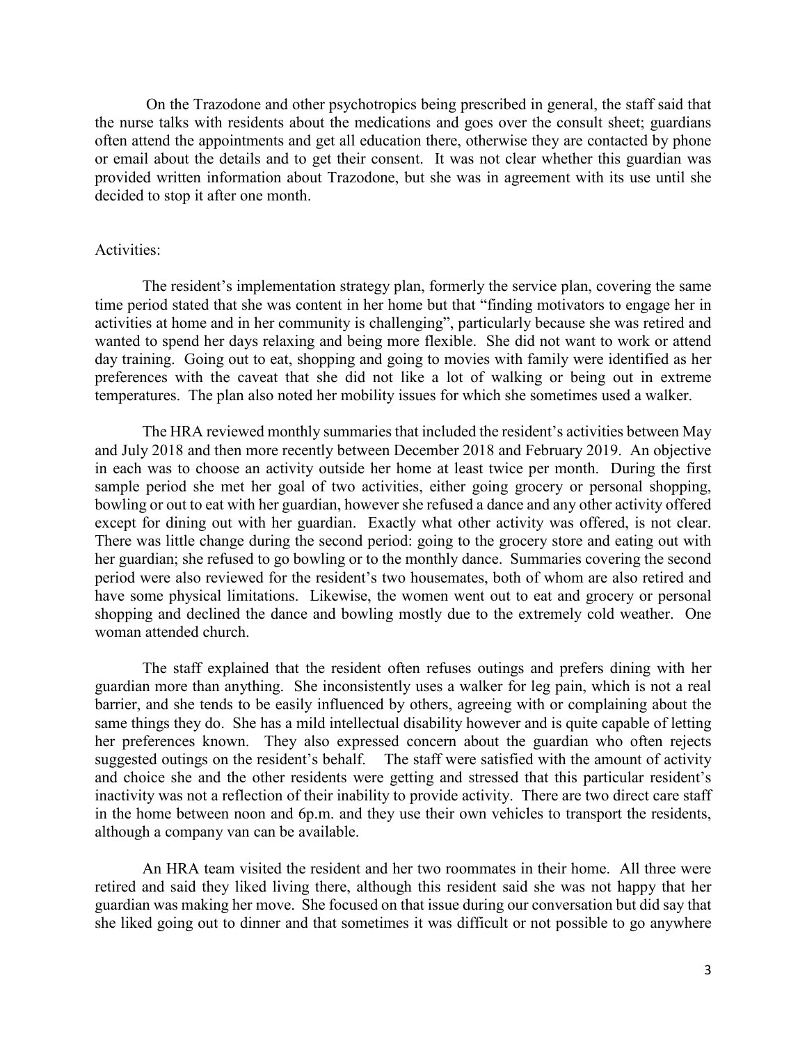On the Trazodone and other psychotropics being prescribed in general, the staff said that the nurse talks with residents about the medications and goes over the consult sheet; guardians often attend the appointments and get all education there, otherwise they are contacted by phone or email about the details and to get their consent. It was not clear whether this guardian was provided written information about Trazodone, but she was in agreement with its use until she decided to stop it after one month.

Activities:

The resident's implementation strategy plan, formerly the service plan, covering the same time period stated that she was content in her home but that "finding motivators to engage her in activities at home and in her community is challenging", particularly because she was retired and wanted to spend her days relaxing and being more flexible. She did not want to work or attend day training. Going out to eat, shopping and going to movies with family were identified as her preferences with the caveat that she did not like a lot of walking or being out in extreme temperatures. The plan also noted her mobility issues for which she sometimes used a walker.

The HRA reviewed monthly summaries that included the resident's activities between May and July 2018 and then more recently between December 2018 and February 2019. An objective in each was to choose an activity outside her home at least twice per month. During the first sample period she met her goal of two activities, either going grocery or personal shopping, bowling or out to eat with her guardian, however she refused a dance and any other activity offered except for dining out with her guardian. Exactly what other activity was offered, is not clear. There was little change during the second period: going to the grocery store and eating out with her guardian; she refused to go bowling or to the monthly dance. Summaries covering the second period were also reviewed for the resident's two housemates, both of whom are also retired and have some physical limitations. Likewise, the women went out to eat and grocery or personal shopping and declined the dance and bowling mostly due to the extremely cold weather. One woman attended church.

The staff explained that the resident often refuses outings and prefers dining with her guardian more than anything. She inconsistently uses a walker for leg pain, which is not a real barrier, and she tends to be easily influenced by others, agreeing with or complaining about the same things they do. She has a mild intellectual disability however and is quite capable of letting her preferences known. They also expressed concern about the guardian who often rejects suggested outings on the resident's behalf. The staff were satisfied with the amount of activity and choice she and the other residents were getting and stressed that this particular resident's inactivity was not a reflection of their inability to provide activity. There are two direct care staff in the home between noon and 6p.m. and they use their own vehicles to transport the residents, although a company van can be available.

An HRA team visited the resident and her two roommates in their home. All three were retired and said they liked living there, although this resident said she was not happy that her guardian was making her move. She focused on that issue during our conversation but did say that she liked going out to dinner and that sometimes it was difficult or not possible to go anywhere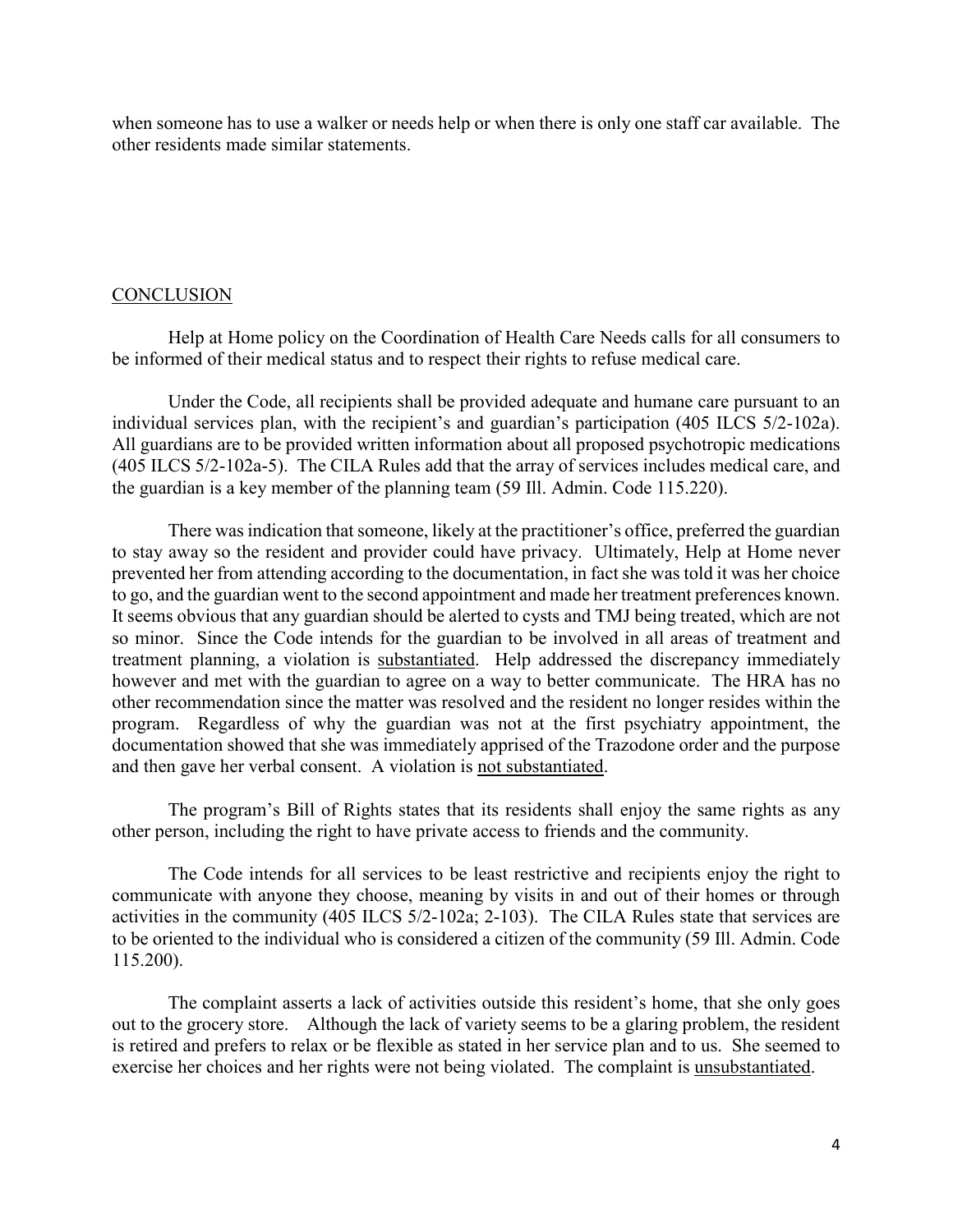when someone has to use a walker or needs help or when there is only one staff car available. The other residents made similar statements.

## CONCLUSION

Help at Home policy on the Coordination of Health Care Needs calls for all consumers to be informed of their medical status and to respect their rights to refuse medical care.

Under the Code, all recipients shall be provided adequate and humane care pursuant to an individual services plan, with the recipient's and guardian's participation (405 ILCS 5/2-102a). All guardians are to be provided written information about all proposed psychotropic medications (405 ILCS 5/2-102a-5). The CILA Rules add that the array of services includes medical care, and the guardian is a key member of the planning team (59 Ill. Admin. Code 115.220).

There was indication that someone, likely at the practitioner's office, preferred the guardian to stay away so the resident and provider could have privacy. Ultimately, Help at Home never prevented her from attending according to the documentation, in fact she was told it was her choice to go, and the guardian went to the second appointment and made her treatment preferences known. It seems obvious that any guardian should be alerted to cysts and TMJ being treated, which are not so minor. Since the Code intends for the guardian to be involved in all areas of treatment and treatment planning, a violation is <u>substantiated</u>. Help addressed the discrepancy immediately however and met with the guardian to agree on a way to better communicate. The HRA has no other recommendation since the matter was resolved and the resident no longer resides within the program. Regardless of why the guardian was not at the first psychiatry appointment, the documentation showed that she was immediately apprised of the Trazodone order and the purpose and then gave her verbal consent. A violation is <u>not substantiated</u>.

The program's Bill of Rights states that its residents shall enjoy the same rights as any other person, including the right to have private access to friends and the community.

The Code intends for all services to be least restrictive and recipients enjoy the right to communicate with anyone they choose, meaning by visits in and out of their homes or through activities in the community (405 ILCS 5/2-102a; 2-103). The CILA Rules state that services are to be oriented to the individual who is considered a citizen of the community (59 Ill. Admin. Code 115.200).

The complaint asserts a lack of activities outside this resident's home, that she only goes out to the grocery store. Although the lack of variety seems to be a glaring problem, the resident is retired and prefers to relax or be flexible as stated in her service plan and to us. She seemed to exercise her choices and her rights were not being violated. The complaint is <u>unsubstantiated</u>.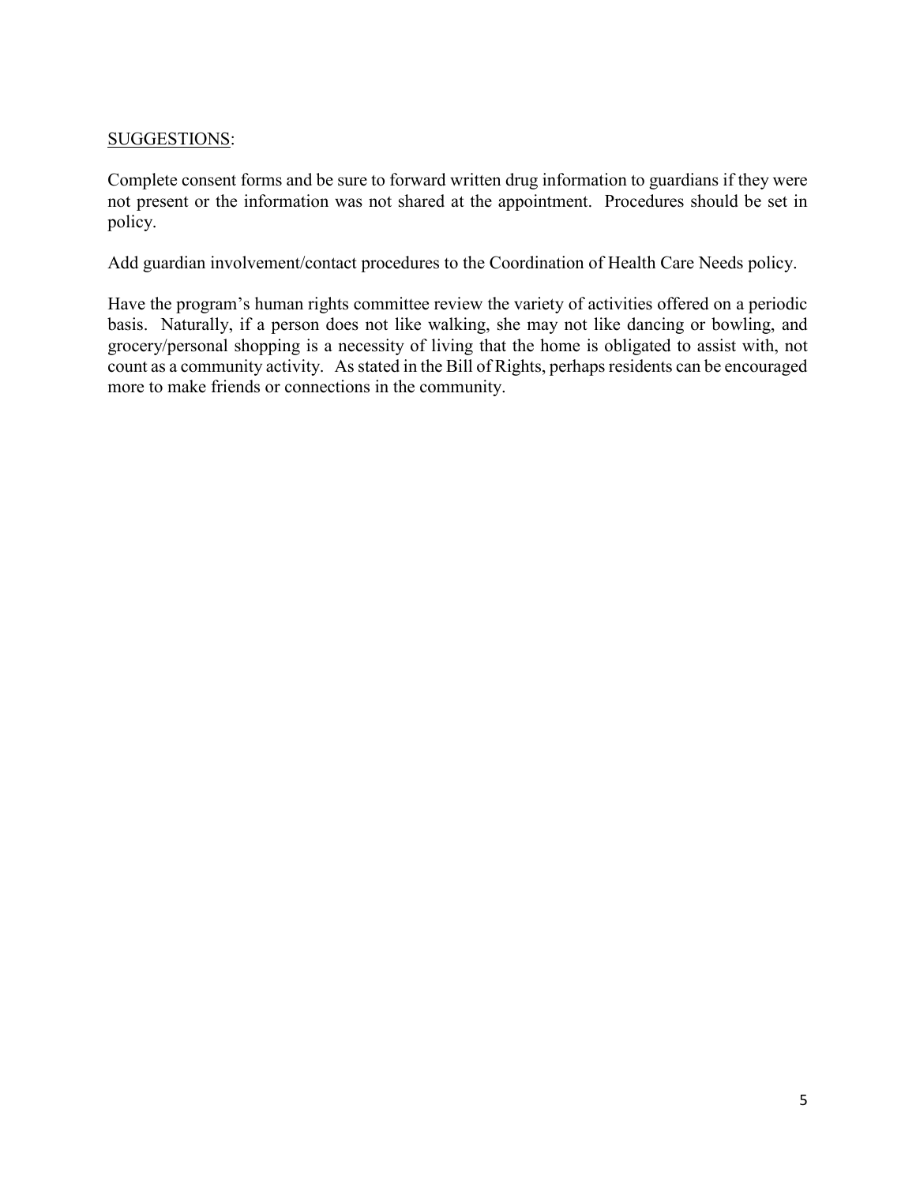SUGGESTIONS:

Complete consent forms and be sure to forward written drug information to guardians if they were not present or the information was not shared at the appointment. Procedures should be set in policy.

Add guardian involvement/contact procedures to the Coordination of Health Care Needs policy.

Have the program's human rights committee review the variety of activities offered on a periodic basis. Naturally, if a person does not like walking, she may not like dancing or bowling, and grocery/personal shopping is a necessity of living that the home is obligated to assist with, not count as a community activity. As stated in the Bill of Rights, perhaps residents can be encouraged more to make friends or connections in the community.